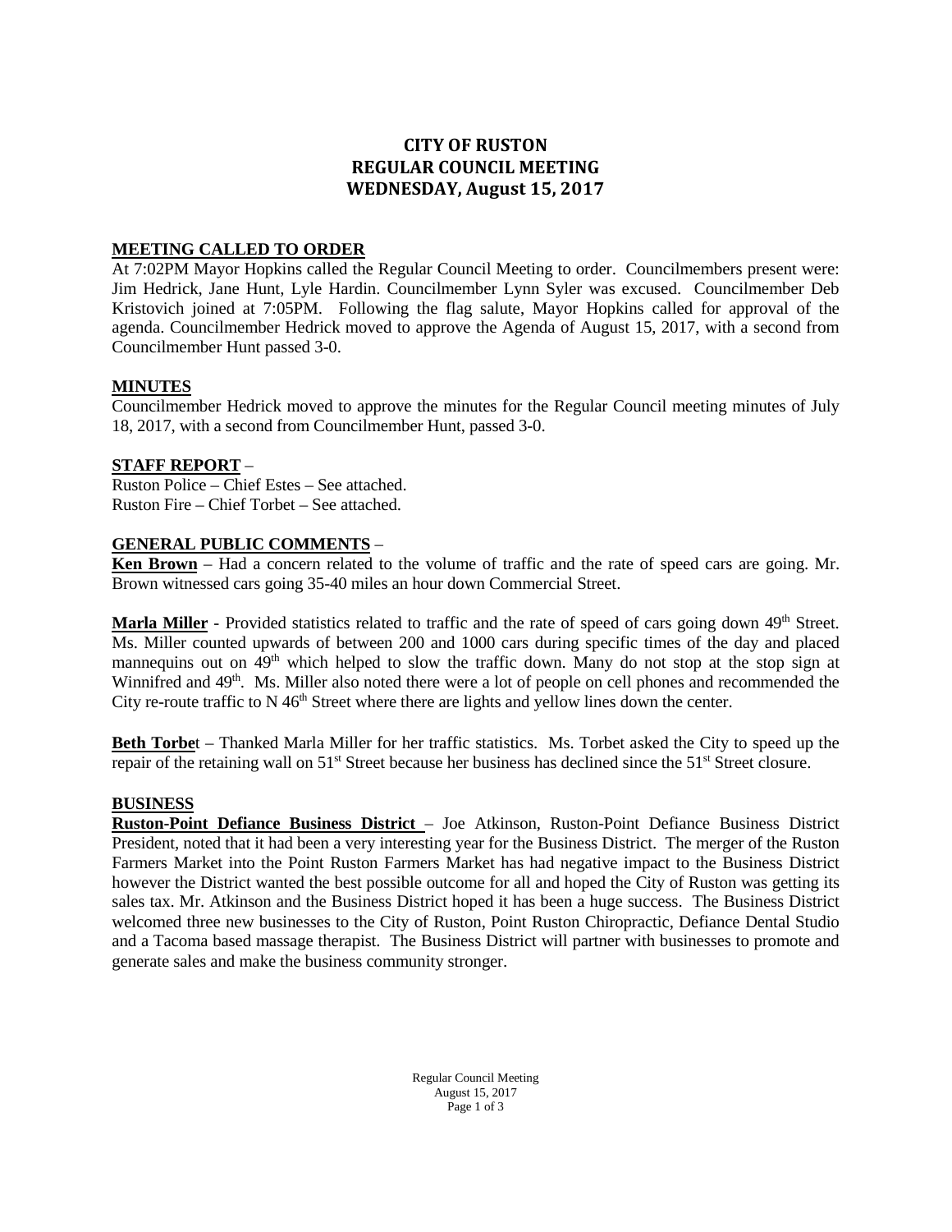# CITY OF RUSTON
# REGULAR COUNCIL MEETING
# WEDNESDAY, August 15, 2017

## MEETING CALLED TO ORDER

At 7:02PM Mayor Hopkins called the Regular Council Meeting to order. Councilmembers present were: Jim Hedrick, Jane Hunt, Lyle Hardin. Councilmember Lynn Syler was excused. Councilmember Deb Kristovich joined at 7:05PM. Following the flag salute, Mayor Hopkins called for approval of the agenda. Councilmember Hedrick moved to approve the Agenda of August 15, 2017, with a second from Councilmember Hunt passed 3-0.

## MINUTES

Councilmember Hedrick moved to approve the minutes for the Regular Council meeting minutes of July 18, 2017, with a second from Councilmember Hunt, passed 3-0.

## STAFF REPORT –

Ruston Police – Chief Estes – See attached.
Ruston Fire – Chief Torbet – See attached.

## GENERAL PUBLIC COMMENTS –

**Ken Brown** – Had a concern related to the volume of traffic and the rate of speed cars are going. Mr. Brown witnessed cars going 35-40 miles an hour down Commercial Street.

**Marla Miller** - Provided statistics related to traffic and the rate of speed of cars going down 49th Street. Ms. Miller counted upwards of between 200 and 1000 cars during specific times of the day and placed mannequins out on 49th which helped to slow the traffic down. Many do not stop at the stop sign at Winnifred and 49th. Ms. Miller also noted there were a lot of people on cell phones and recommended the City re-route traffic to N 46th Street where there are lights and yellow lines down the center.

**Beth Torbet** – Thanked Marla Miller for her traffic statistics. Ms. Torbet asked the City to speed up the repair of the retaining wall on 51st Street because her business has declined since the 51st Street closure.

## BUSINESS

**Ruston-Point Defiance Business District** – Joe Atkinson, Ruston-Point Defiance Business District President, noted that it had been a very interesting year for the Business District. The merger of the Ruston Farmers Market into the Point Ruston Farmers Market has had negative impact to the Business District however the District wanted the best possible outcome for all and hoped the City of Ruston was getting its sales tax. Mr. Atkinson and the Business District hoped it has been a huge success. The Business District welcomed three new businesses to the City of Ruston, Point Ruston Chiropractic, Defiance Dental Studio and a Tacoma based massage therapist. The Business District will partner with businesses to promote and generate sales and make the business community stronger.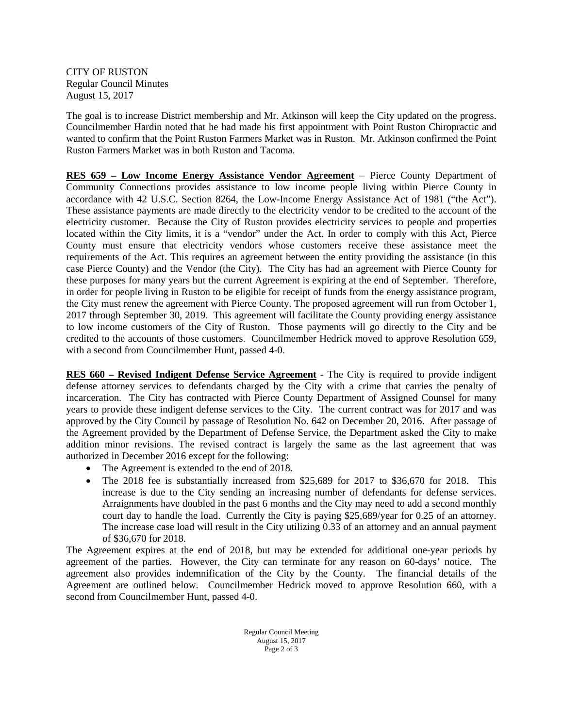The goal is to increase District membership and Mr. Atkinson will keep the City updated on the progress. Councilmember Hardin noted that he had made his first appointment with Point Ruston Chiropractic and wanted to confirm that the Point Ruston Farmers Market was in Ruston. Mr. Atkinson confirmed the Point Ruston Farmers Market was in both Ruston and Tacoma.

**RES 659 – Low Income Energy Assistance Vendor Agreement** – Pierce County Department of Community Connections provides assistance to low income people living within Pierce County in accordance with 42 U.S.C. Section 8264, the Low-Income Energy Assistance Act of 1981 ("the Act"). These assistance payments are made directly to the electricity vendor to be credited to the account of the electricity customer. Because the City of Ruston provides electricity services to people and properties located within the City limits, it is a "vendor" under the Act. In order to comply with this Act, Pierce County must ensure that electricity vendors whose customers receive these assistance meet the requirements of the Act. This requires an agreement between the entity providing the assistance (in this case Pierce County) and the Vendor (the City). The City has had an agreement with Pierce County for these purposes for many years but the current Agreement is expiring at the end of September. Therefore, in order for people living in Ruston to be eligible for receipt of funds from the energy assistance program, the City must renew the agreement with Pierce County. The proposed agreement will run from October 1, 2017 through September 30, 2019. This agreement will facilitate the County providing energy assistance to low income customers of the City of Ruston. Those payments will go directly to the City and be credited to the accounts of those customers. Councilmember Hedrick moved to approve Resolution 659, with a second from Councilmember Hunt, passed 4-0.

**RES 660 – Revised Indigent Defense Service Agreement** - The City is required to provide indigent defense attorney services to defendants charged by the City with a crime that carries the penalty of incarceration. The City has contracted with Pierce County Department of Assigned Counsel for many years to provide these indigent defense services to the City. The current contract was for 2017 and was approved by the City Council by passage of Resolution No. 642 on December 20, 2016. After passage of the Agreement provided by the Department of Defense Service, the Department asked the City to make addition minor revisions. The revised contract is largely the same as the last agreement that was authorized in December 2016 except for the following:

- The Agreement is extended to the end of 2018.
- The 2018 fee is substantially increased from $25,689 for 2017 to $36,670 for 2018. This increase is due to the City sending an increasing number of defendants for defense services. Arraignments have doubled in the past 6 months and the City may need to add a second monthly court day to handle the load. Currently the City is paying $25,689/year for 0.25 of an attorney. The increase case load will result in the City utilizing 0.33 of an attorney and an annual payment of $36,670 for 2018.

The Agreement expires at the end of 2018, but may be extended for additional one-year periods by agreement of the parties. However, the City can terminate for any reason on 60-days' notice. The agreement also provides indemnification of the City by the County. The financial details of the Agreement are outlined below. Councilmember Hedrick moved to approve Resolution 660, with a second from Councilmember Hunt, passed 4-0.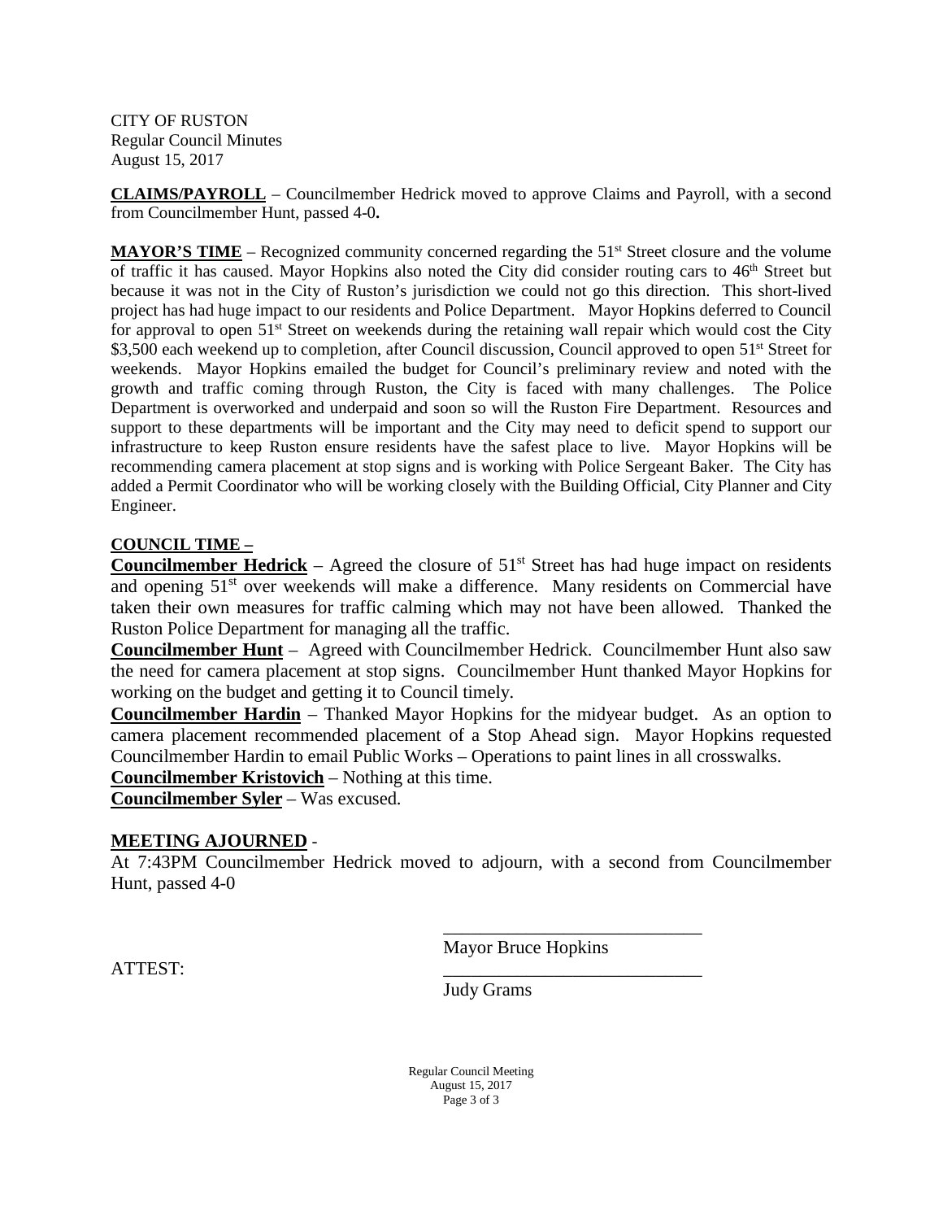CITY OF RUSTON
Regular Council Minutes
August 15, 2017

**CLAIMS/PAYROLL** – Councilmember Hedrick moved to approve Claims and Payroll, with a second from Councilmember Hunt, passed 4-0**.**

**MAYOR'S TIME** – Recognized community concerned regarding the 51st Street closure and the volume of traffic it has caused. Mayor Hopkins also noted the City did consider routing cars to 46th Street but because it was not in the City of Ruston's jurisdiction we could not go this direction. This short-lived project has had huge impact to our residents and Police Department. Mayor Hopkins deferred to Council for approval to open 51st Street on weekends during the retaining wall repair which would cost the City $3,500 each weekend up to completion, after Council discussion, Council approved to open 51st Street for weekends. Mayor Hopkins emailed the budget for Council's preliminary review and noted with the growth and traffic coming through Ruston, the City is faced with many challenges. The Police Department is overworked and underpaid and soon so will the Ruston Fire Department. Resources and support to these departments will be important and the City may need to deficit spend to support our infrastructure to keep Ruston ensure residents have the safest place to live. Mayor Hopkins will be recommending camera placement at stop signs and is working with Police Sergeant Baker. The City has added a Permit Coordinator who will be working closely with the Building Official, City Planner and City Engineer.

**COUNCIL TIME –**

**Councilmember Hedrick** – Agreed the closure of 51st Street has had huge impact on residents and opening 51st over weekends will make a difference. Many residents on Commercial have taken their own measures for traffic calming which may not have been allowed. Thanked the Ruston Police Department for managing all the traffic.

**Councilmember Hunt** – Agreed with Councilmember Hedrick. Councilmember Hunt also saw the need for camera placement at stop signs. Councilmember Hunt thanked Mayor Hopkins for working on the budget and getting it to Council timely.

**Councilmember Hardin** – Thanked Mayor Hopkins for the midyear budget. As an option to camera placement recommended placement of a Stop Ahead sign. Mayor Hopkins requested Councilmember Hardin to email Public Works – Operations to paint lines in all crosswalks.

**Councilmember Kristovich** – Nothing at this time.

**Councilmember Syler** – Was excused.

**MEETING AJOURNED** -

At 7:43PM Councilmember Hedrick moved to adjourn, with a second from Councilmember Hunt, passed 4-0

\_\_\_\_\_\_\_\_\_\_\_\_\_\_\_\_\_\_\_\_\_\_\_\_\_\_\_\_
Mayor Bruce Hopkins

ATTEST:

\_\_\_\_\_\_\_\_\_\_\_\_\_\_\_\_\_\_\_\_\_\_\_\_\_\_\_\_
Judy Grams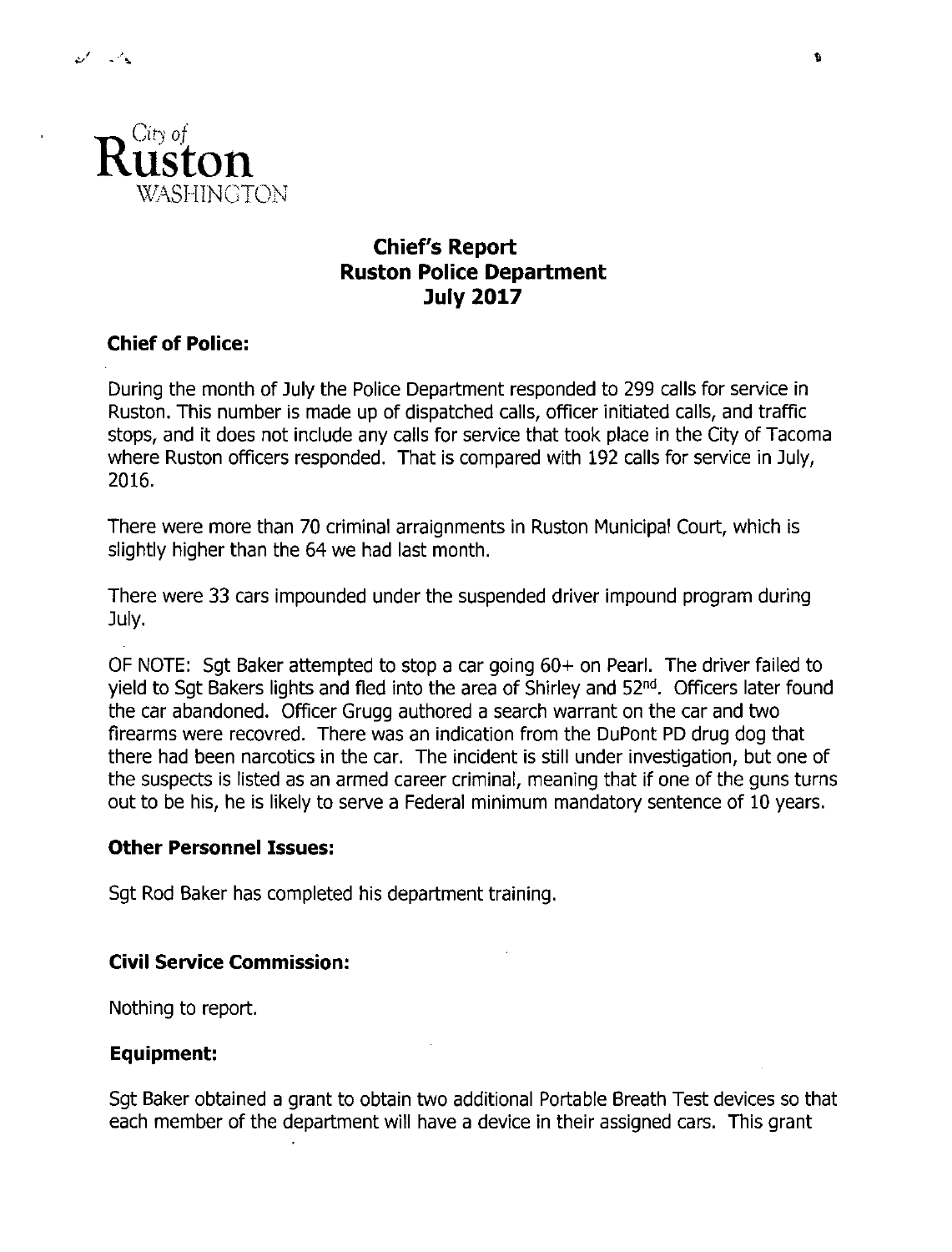City of
**Ruston**
WASHINGTON

# Chief's Report
# Ruston Police Department
# July 2017

### Chief of Police:

During the month of July the Police Department responded to 299 calls for service in Ruston. This number is made up of dispatched calls, officer initiated calls, and traffic stops, and it does not include any calls for service that took place in the City of Tacoma where Ruston officers responded. That is compared with 192 calls for service in July, 2016.

There were more than 70 criminal arraignments in Ruston Municipal Court, which is slightly higher than the 64 we had last month.

There were 33 cars impounded under the suspended driver impound program during July.

OF NOTE: Sgt Baker attempted to stop a car going 60+ on Pearl. The driver failed to yield to Sgt Bakers lights and fled into the area of Shirley and 52nd. Officers later found the car abandoned. Officer Grugg authored a search warrant on the car and two firearms were recovred. There was an indication from the DuPont PD drug dog that there had been narcotics in the car. The incident is still under investigation, but one of the suspects is listed as an armed career criminal, meaning that if one of the guns turns out to be his, he is likely to serve a Federal minimum mandatory sentence of 10 years.

### Other Personnel Issues:

Sgt Rod Baker has completed his department training.

### Civil Service Commission:

Nothing to report.

### Equipment:

Sgt Baker obtained a grant to obtain two additional Portable Breath Test devices so that each member of the department will have a device in their assigned cars. This grant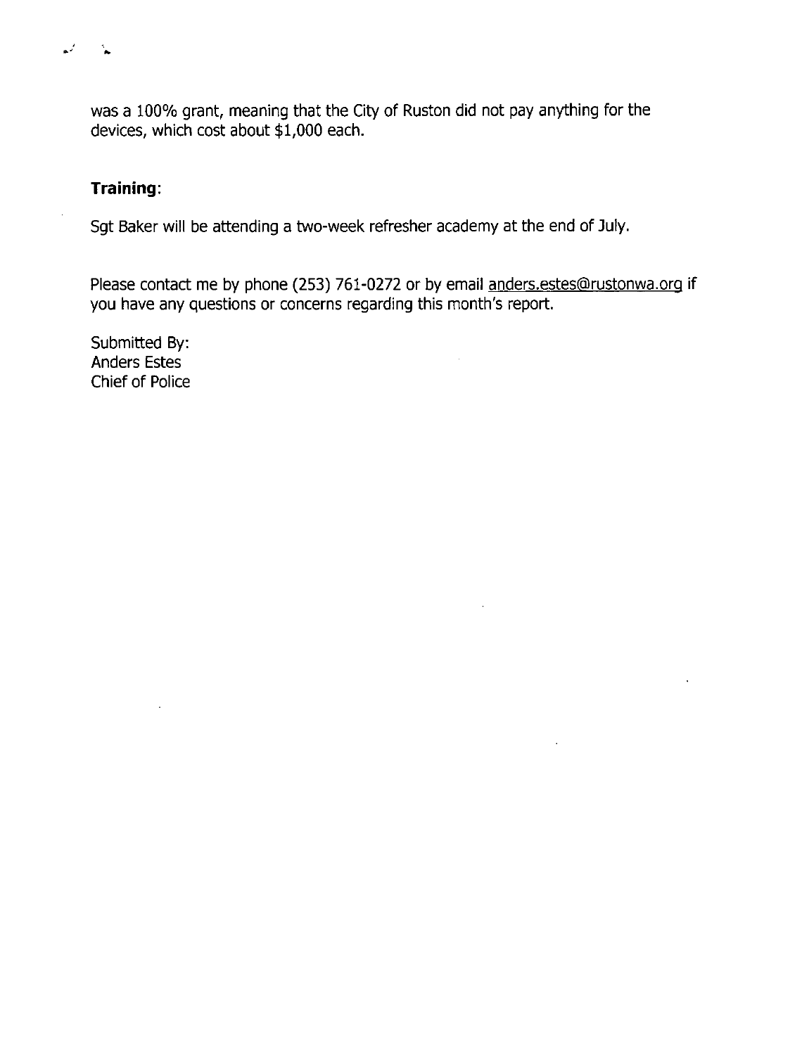was a 100% grant, meaning that the City of Ruston did not pay anything for the devices, which cost about $1,000 each.

**Training**:

Sgt Baker will be attending a two-week refresher academy at the end of July.

Please contact me by phone (253) 761-0272 or by email anders.estes@rustonwa.org if you have any questions or concerns regarding this month's report.

Submitted By:
Anders Estes
Chief of Police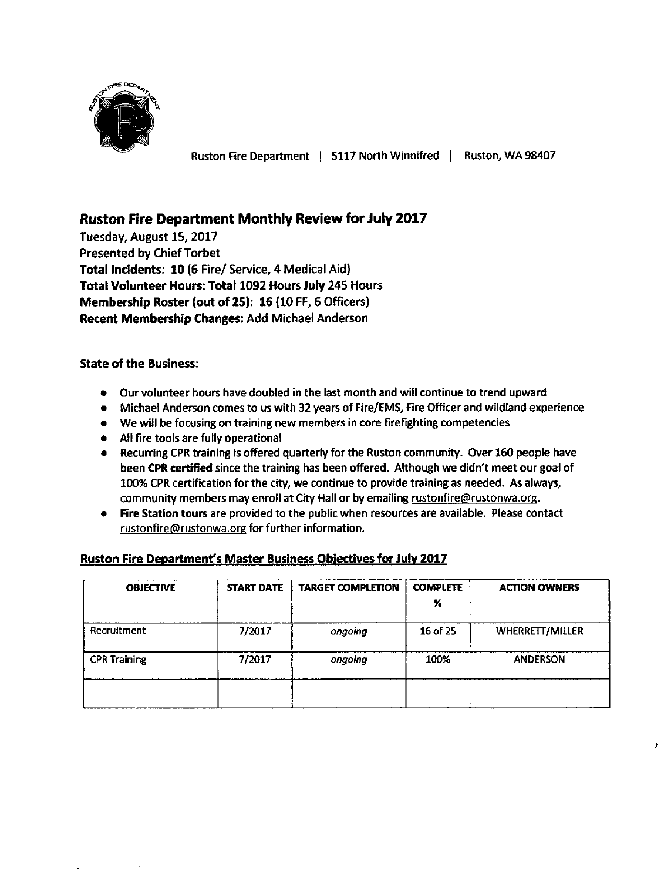Ruston Fire Department | 5117 North Winnifred | Ruston, WA 98407

## Ruston Fire Department Monthly Review for July 2017

Tuesday, August 15, 2017
Presented by Chief Torbet
**Total Incidents: 10** (6 Fire/ Service, 4 Medical Aid)
**Total Volunteer Hours: Total** 1092 Hours **July** 245 Hours
**Membership Roster (out of 25): 16** (10 FF, 6 Officers)
**Recent Membership Changes:** Add Michael Anderson

**State of the Business:**

- Our volunteer hours have doubled in the last month and will continue to trend upward
- Michael Anderson comes to us with 32 years of Fire/EMS, Fire Officer and wildland experience
- We will be focusing on training new members in core firefighting competencies
- All fire tools are fully operational
- Recurring CPR training is offered quarterly for the Ruston community. Over 160 people have been **CPR certified** since the training has been offered. Although we didn't meet our goal of 100% CPR certification for the city, we continue to provide training as needed. As always, community members may enroll at City Hall or by emailing rustonfire@rustonwa.org.
- **Fire Station tours** are provided to the public when resources are available. Please contact rustonfire@rustonwa.org for further information.

**Ruston Fire Department's Master Business Objectives for July 2017**

| OBJECTIVE | START DATE | TARGET COMPLETION | COMPLETE % | ACTION OWNERS |
|---|---|---|---|---|
| Recruitment | 7/2017 | *ongoing* | 16 of 25 | WHERRETT/MILLER |
| CPR Training | 7/2017 | *ongoing* | 100% | ANDERSON |
| | | | | |